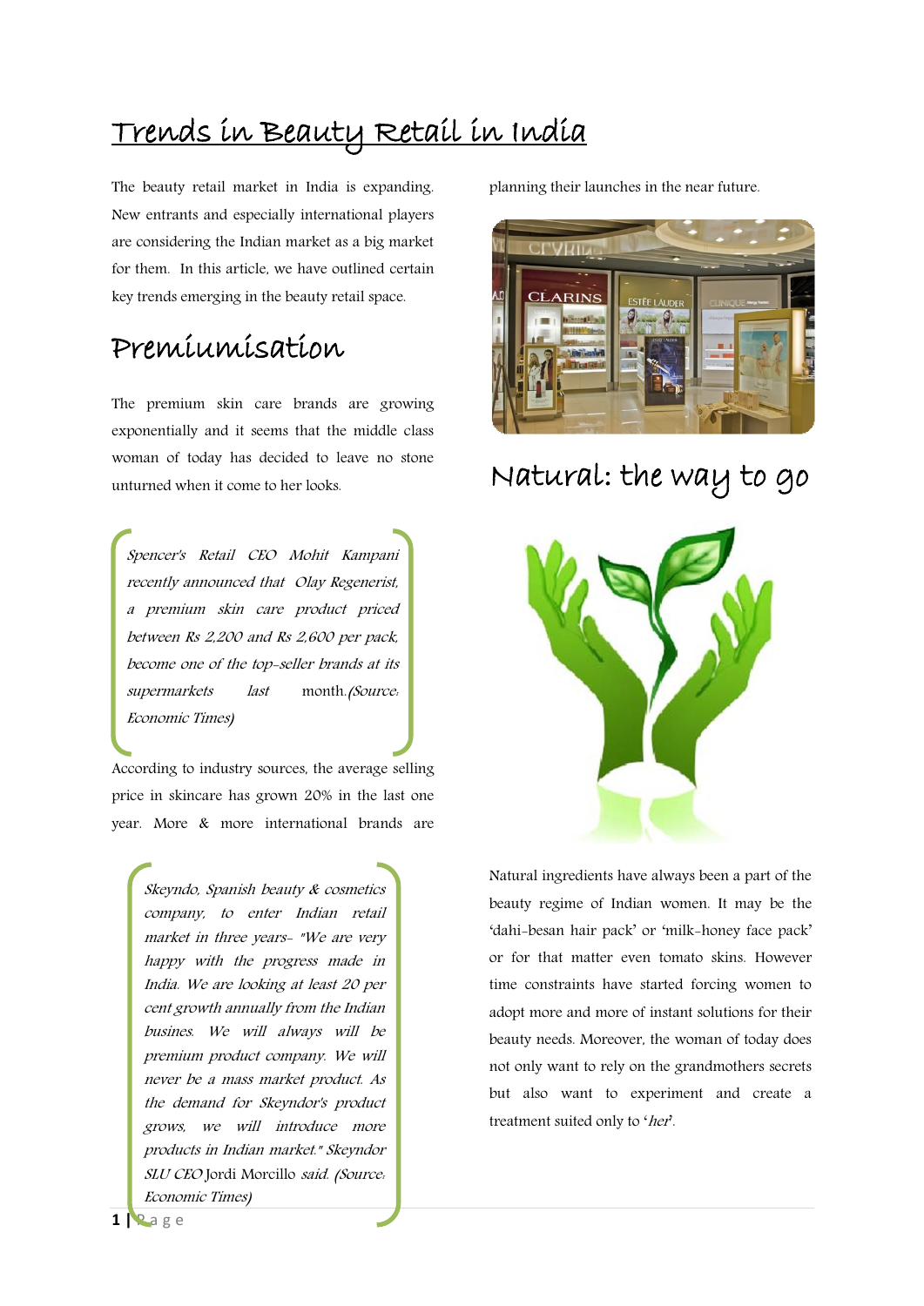# Trends in Beauty Retail in India

The beauty retail market in India is expanding. New entrants and especially international players are considering the Indian market as a big market for them. In this article, we have outlined certain key trends emerging in the beauty retail space.

## Premiumisation

The premium skin care brands are growing exponentially and it seems that the middle class woman of today has decided to leave no stone unturned when it come to her looks.

> *Spencer's Retail CEO Mohit Kampani recently announced that Olay Regenerist, a premium skin care product priced between Rs 2,200 and Rs 2,600 per pack, become one of the top-seller brands at its supermarkets last* month.*(Source: Economic Times)*

According to industry sources, the average selling price in skincare has grown 20% in the last one year. More & more international brands are planning their launches in the near future.

> *Skeyndo, Spanish beauty & cosmetics company, to enter Indian retail market in three years- "We are very happy with the progress made in India. We are looking at least 20 per cent growth annually from the Indian busines. We will always will be premium product company. We will never be a mass market product. As the demand for Skeyndor's product grows, we will introduce more products in Indian market." Skeyndor SLU CEO* Jordi Morcillo *said. (Source: Economic Times)*

## Natural: the way to go

Natural ingredients have always been a part of the beauty regime of Indian women. It may be the 'dahi-besan hair pack' or 'milk-honey face pack' or for that matter even tomato skins. However time constraints have started forcing women to adopt more and more of instant solutions for their beauty needs. Moreover, the woman of today does not only want to rely on the grandmothers secrets but also want to experiment and create a treatment suited only to '*her*'.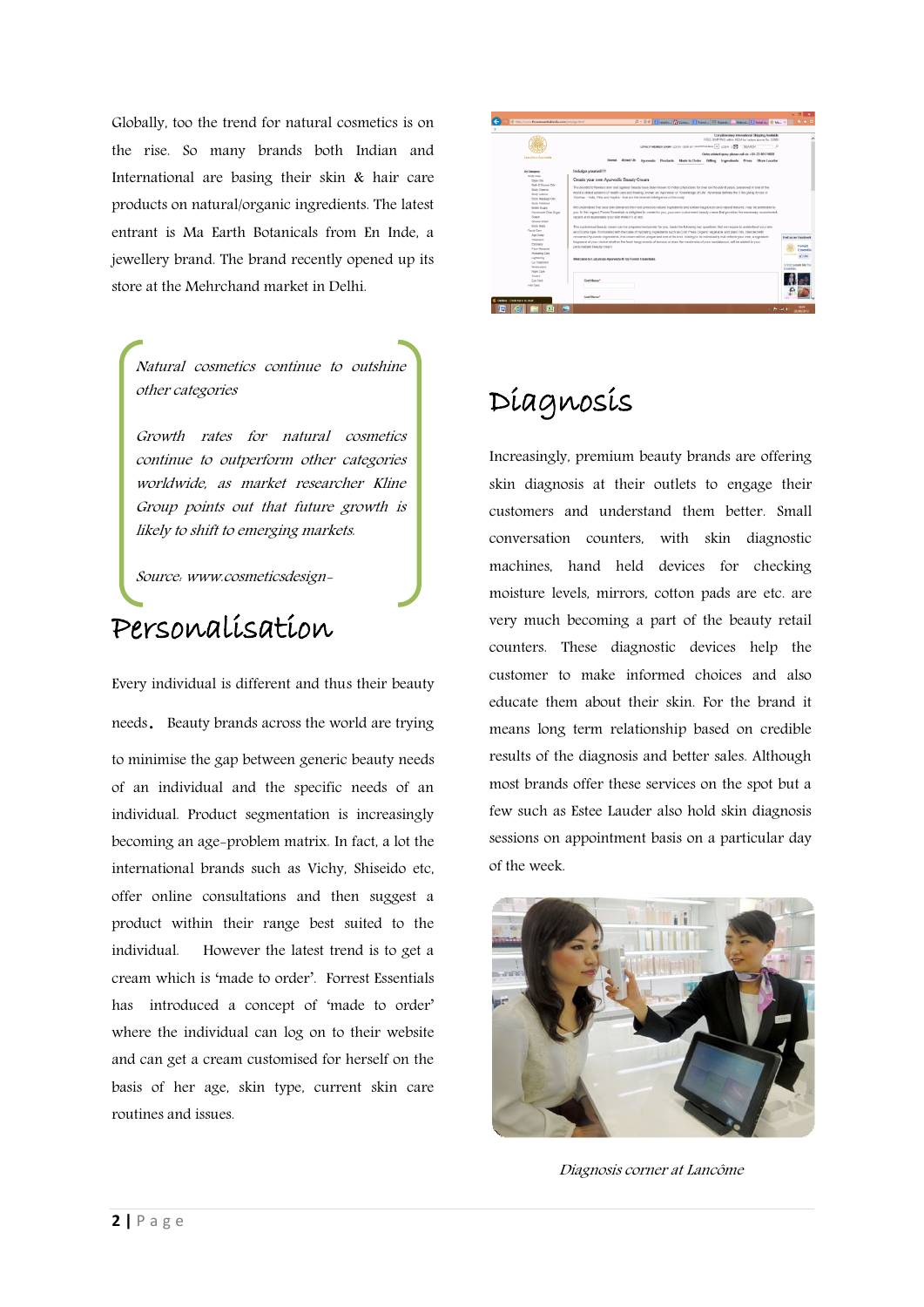Globally, too the trend for natural cosmetics is on the rise. So many brands both Indian and International are basing their skin & hair care products on natural/organic ingredients. The latest entrant is Ma Earth Botanicals from En Inde, a jewellery brand. The brand recently opened up its store at the Mehrchand market in Delhi.

> *Natural cosmetics continue to outshine other categories*
>
> *Growth rates for natural cosmetics continue to outperform other categories worldwide, as market researcher Kline Group points out that future growth is likely to shift to emerging markets.*
>
> *Source: www.cosmeticsdesign-*

## Personalisation

Every individual is different and thus their beauty needs. Beauty brands across the world are trying to minimise the gap between generic beauty needs of an individual and the specific needs of an individual. Product segmentation is increasingly becoming an age-problem matrix. In fact, a lot the international brands such as Vichy, Shiseido etc, offer online consultations and then suggest a product within their range best suited to the individual. However the latest trend is to get a cream which is 'made to order'. Forrest Essentials has introduced a concept of 'made to order' where the individual can log on to their website and can get a cream customised for herself on the basis of her age, skin type, current skin care routines and issues.

## Diagnosis

Increasingly, premium beauty brands are offering skin diagnosis at their outlets to engage their customers and understand them better. Small conversation counters, with skin diagnostic machines, hand held devices for checking moisture levels, mirrors, cotton pads are etc. are very much becoming a part of the beauty retail counters. These diagnostic devices help the customer to make informed choices and also educate them about their skin. For the brand it means long term relationship based on credible results of the diagnosis and better sales. Although most brands offer these services on the spot but a few such as Estee Lauder also hold skin diagnosis sessions on appointment basis on a particular day of the week.

*Diagnosis corner at Lancôme*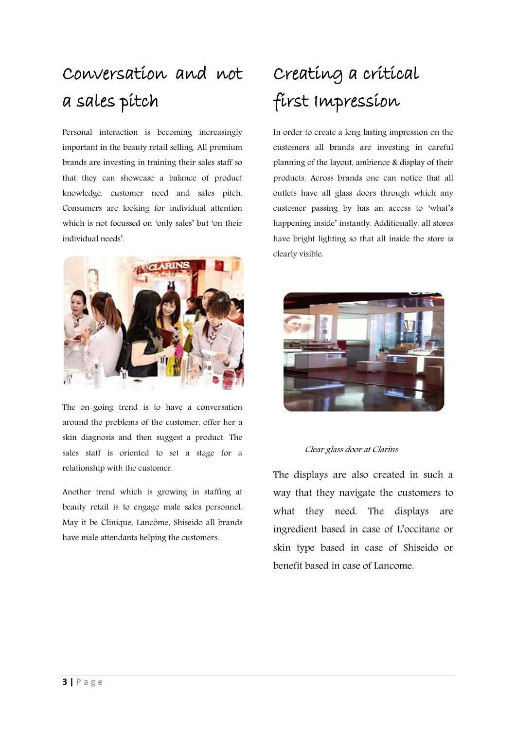## Conversation and not a sales pitch

Personal interaction is becoming increasingly important in the beauty retail selling. All premium brands are investing in training their sales staff so that they can showcase a balance of product knowledge, customer need and sales pitch. Consumers are looking for individual attention which is not focussed on 'only sales' but 'on their individual needs'.

The on-going trend is to have a conversation around the problems of the customer, offer her a skin diagnosis and then suggest a product. The sales staff is oriented to set a stage for a relationship with the customer.

Another trend which is growing in staffing at beauty retail is to engage male sales personnel. May it be Clinique, Lancôme, Shiseido all brands have male attendants helping the customers.

## Creating a critical first Impression

In order to create a long lasting impression on the customers all brands are investing in careful planning of the layout, ambience & display of their products. Across brands one can notice that all outlets have all glass doors through which any customer passing by has an access to 'what's happening inside' instantly. Additionally, all stores have bright lighting so that all inside the store is clearly visible.

*Clear glass door at Clarins*

The displays are also created in such a way that they navigate the customers to what they need. The displays are ingredient based in case of L'occitane or skin type based in case of Shiseido or benefit based in case of Lancome.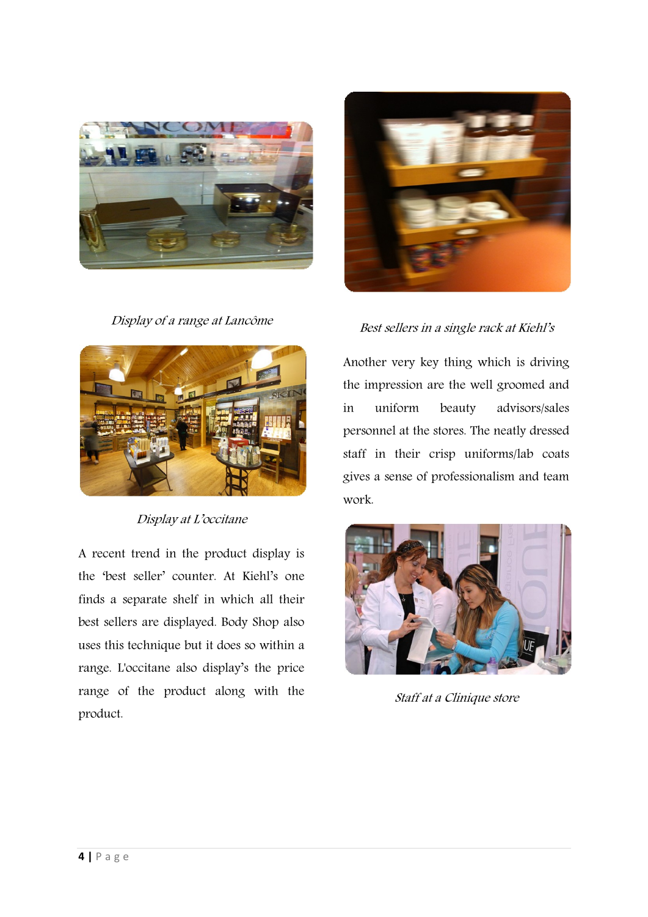*Display of a range at Lancôme*

*Best sellers in a single rack at Kiehl's*

*Display at L'occitane*

A recent trend in the product display is the 'best seller' counter. At Kiehl's one finds a separate shelf in which all their best sellers are displayed. Body Shop also uses this technique but it does so within a range. L'occitane also display's the price range of the product along with the product.

Another very key thing which is driving the impression are the well groomed and in uniform beauty advisors/sales personnel at the stores. The neatly dressed staff in their crisp uniforms/lab coats gives a sense of professionalism and team work.

*Staff at a Clinique store*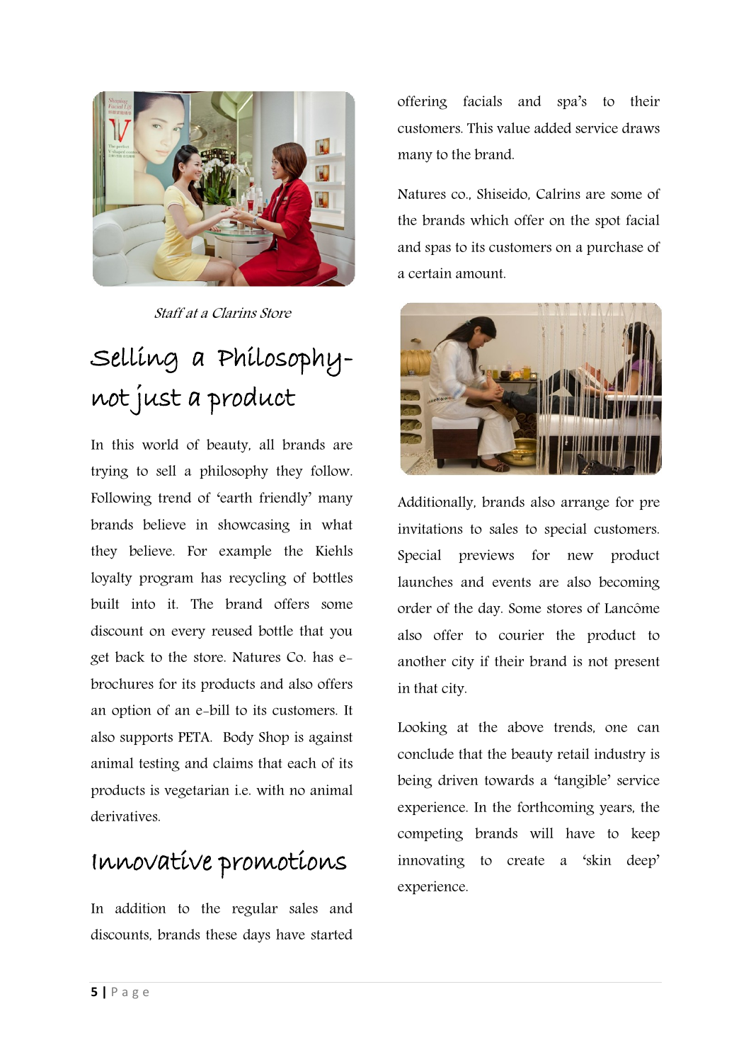*Staff at a Clarins Store*

## Selling a Philosophy-not just a product

In this world of beauty, all brands are trying to sell a philosophy they follow. Following trend of 'earth friendly' many brands believe in showcasing in what they believe. For example the Kiehls loyalty program has recycling of bottles built into it. The brand offers some discount on every reused bottle that you get back to the store. Natures Co. has e-brochures for its products and also offers an option of an e-bill to its customers. It also supports PETA. Body Shop is against animal testing and claims that each of its products is vegetarian i.e. with no animal derivatives.

## Innovative promotions

In addition to the regular sales and discounts, brands these days have started offering facials and spa's to their customers. This value added service draws many to the brand.

Natures co., Shiseido, Calrins are some of the brands which offer on the spot facial and spas to its customers on a purchase of a certain amount.

Additionally, brands also arrange for pre invitations to sales to special customers. Special previews for new product launches and events are also becoming order of the day. Some stores of Lancôme also offer to courier the product to another city if their brand is not present in that city.

Looking at the above trends, one can conclude that the beauty retail industry is being driven towards a 'tangible' service experience. In the forthcoming years, the competing brands will have to keep innovating to create a 'skin deep' experience.